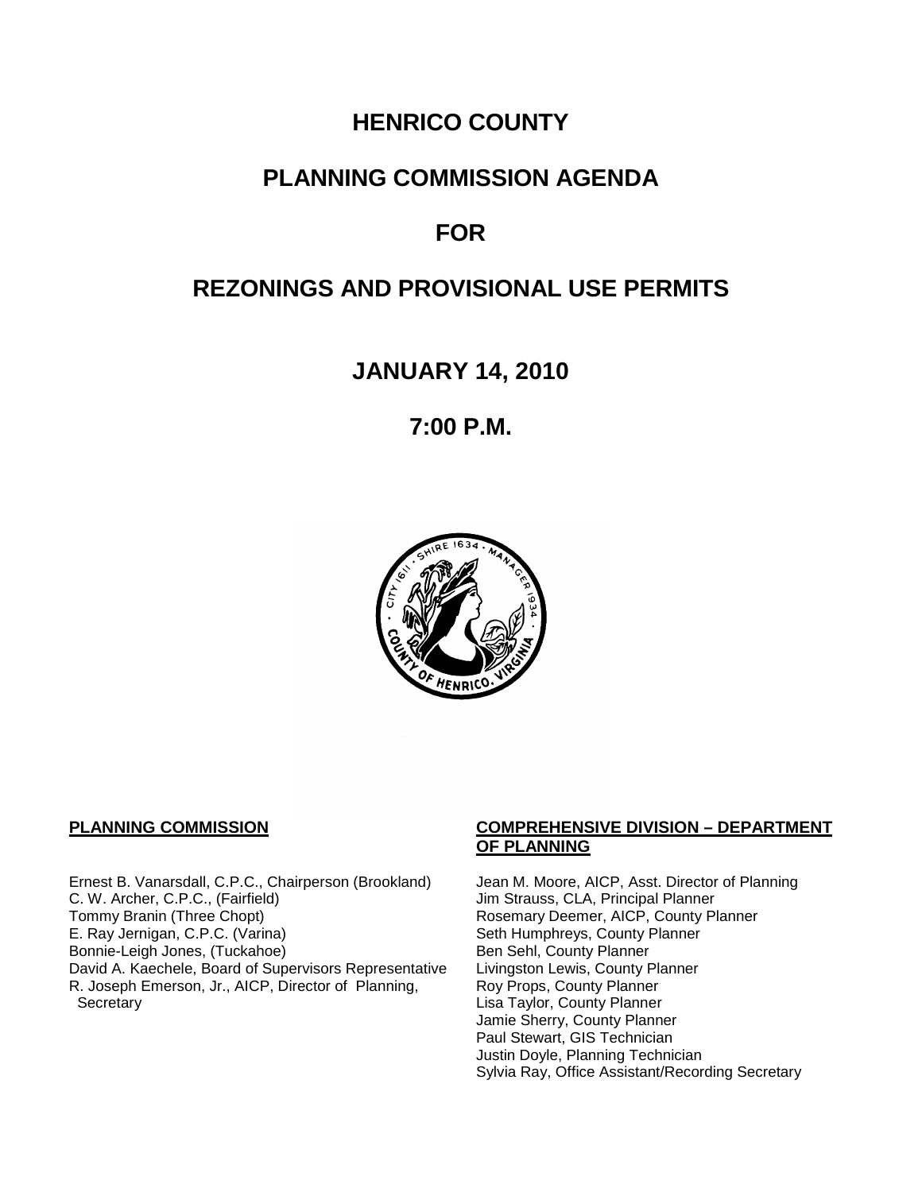# HENRICO COUNTY

## PLANNING COMMISSION AGENDA

## FOR

## REZONINGS AND PROVISIONAL USE PERMITS

## JANUARY 14, 2010

## 7:00 P.M.

**PLANNING COMMISSION**

Ernest B. Vanarsdall, C.P.C., Chairperson (Brookland)
C. W. Archer, C.P.C., (Fairfield)
Tommy Branin (Three Chopt)
E. Ray Jernigan, C.P.C. (Varina)
Bonnie-Leigh Jones, (Tuckahoe)
David A. Kaechele, Board of Supervisors Representative
R. Joseph Emerson, Jr., AICP, Director of Planning, Secretary

**COMPREHENSIVE DIVISION – DEPARTMENT OF PLANNING**

Jean M. Moore, AICP, Asst. Director of Planning
Jim Strauss, CLA, Principal Planner
Rosemary Deemer, AICP, County Planner
Seth Humphreys, County Planner
Ben Sehl, County Planner
Livingston Lewis, County Planner
Roy Props, County Planner
Lisa Taylor, County Planner
Jamie Sherry, County Planner
Paul Stewart, GIS Technician
Justin Doyle, Planning Technician
Sylvia Ray, Office Assistant/Recording Secretary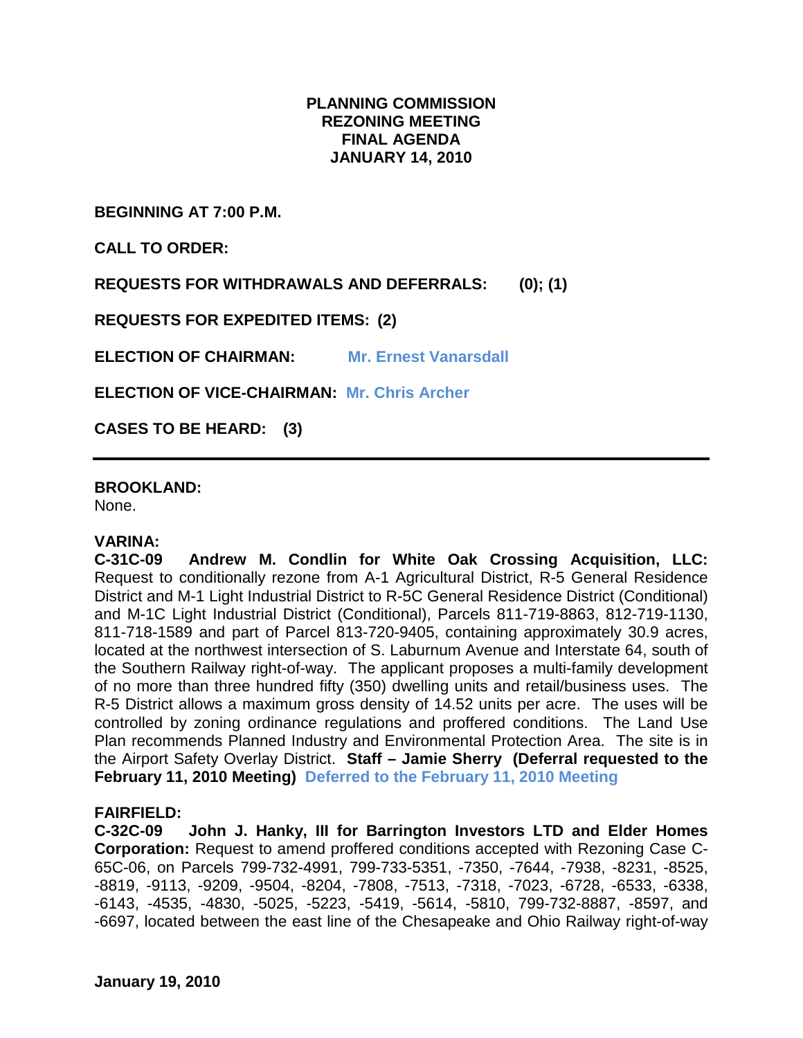**PLANNING COMMISSION**
**REZONING MEETING**
**FINAL AGENDA**
**JANUARY 14, 2010**

**BEGINNING AT 7:00 P.M.**

**CALL TO ORDER:**

**REQUESTS FOR WITHDRAWALS AND DEFERRALS: (0); (1)**

**REQUESTS FOR EXPEDITED ITEMS: (2)**

**ELECTION OF CHAIRMAN:** **Mr. Ernest Vanarsdall**

**ELECTION OF VICE-CHAIRMAN:** **Mr. Chris Archer**

**CASES TO BE HEARD: (3)**

---

**BROOKLAND:**
None.

**VARINA:**
**C-31C-09 Andrew M. Condlin for White Oak Crossing Acquisition, LLC:** Request to conditionally rezone from A-1 Agricultural District, R-5 General Residence District and M-1 Light Industrial District to R-5C General Residence District (Conditional) and M-1C Light Industrial District (Conditional), Parcels 811-719-8863, 812-719-1130, 811-718-1589 and part of Parcel 813-720-9405, containing approximately 30.9 acres, located at the northwest intersection of S. Laburnum Avenue and Interstate 64, south of the Southern Railway right-of-way. The applicant proposes a multi-family development of no more than three hundred fifty (350) dwelling units and retail/business uses. The R-5 District allows a maximum gross density of 14.52 units per acre. The uses will be controlled by zoning ordinance regulations and proffered conditions. The Land Use Plan recommends Planned Industry and Environmental Protection Area. The site is in the Airport Safety Overlay District. **Staff – Jamie Sherry (Deferral requested to the February 11, 2010 Meeting)** **Deferred to the February 11, 2010 Meeting**

**FAIRFIELD:**
**C-32C-09 John J. Hanky, III for Barrington Investors LTD and Elder Homes Corporation:** Request to amend proffered conditions accepted with Rezoning Case C-65C-06, on Parcels 799-732-4991, 799-733-5351, -7350, -7644, -7938, -8231, -8525, -8819, -9113, -9209, -9504, -8204, -7808, -7513, -7318, -7023, -6728, -6533, -6338, -6143, -4535, -4830, -5025, -5223, -5419, -5614, -5810, 799-732-8887, -8597, and -6697, located between the east line of the Chesapeake and Ohio Railway right-of-way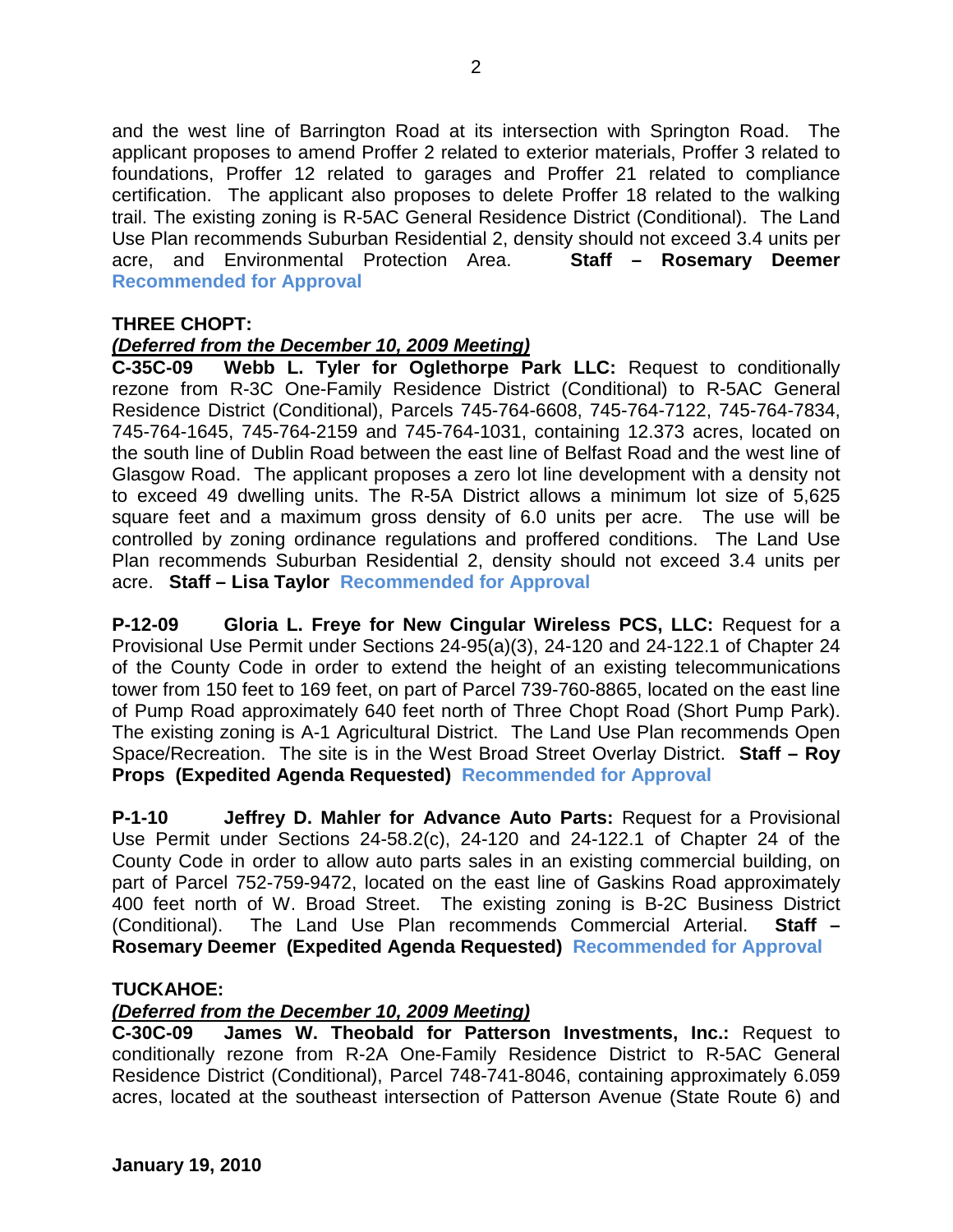and the west line of Barrington Road at its intersection with Springton Road. The applicant proposes to amend Proffer 2 related to exterior materials, Proffer 3 related to foundations, Proffer 12 related to garages and Proffer 21 related to compliance certification. The applicant also proposes to delete Proffer 18 related to the walking trail. The existing zoning is R-5AC General Residence District (Conditional). The Land Use Plan recommends Suburban Residential 2, density should not exceed 3.4 units per acre, and Environmental Protection Area. **Staff – Rosemary Deemer** **Recommended for Approval**

**THREE CHOPT:**

***(Deferred from the December 10, 2009 Meeting)***

**C-35C-09 Webb L. Tyler for Oglethorpe Park LLC:** Request to conditionally rezone from R-3C One-Family Residence District (Conditional) to R-5AC General Residence District (Conditional), Parcels 745-764-6608, 745-764-7122, 745-764-7834, 745-764-1645, 745-764-2159 and 745-764-1031, containing 12.373 acres, located on the south line of Dublin Road between the east line of Belfast Road and the west line of Glasgow Road. The applicant proposes a zero lot line development with a density not to exceed 49 dwelling units. The R-5A District allows a minimum lot size of 5,625 square feet and a maximum gross density of 6.0 units per acre. The use will be controlled by zoning ordinance regulations and proffered conditions. The Land Use Plan recommends Suburban Residential 2, density should not exceed 3.4 units per acre. **Staff – Lisa Taylor** **Recommended for Approval**

**P-12-09 Gloria L. Freye for New Cingular Wireless PCS, LLC:** Request for a Provisional Use Permit under Sections 24-95(a)(3), 24-120 and 24-122.1 of Chapter 24 of the County Code in order to extend the height of an existing telecommunications tower from 150 feet to 169 feet, on part of Parcel 739-760-8865, located on the east line of Pump Road approximately 640 feet north of Three Chopt Road (Short Pump Park). The existing zoning is A-1 Agricultural District. The Land Use Plan recommends Open Space/Recreation. The site is in the West Broad Street Overlay District. **Staff – Roy Props (Expedited Agenda Requested)** **Recommended for Approval**

**P-1-10 Jeffrey D. Mahler for Advance Auto Parts:** Request for a Provisional Use Permit under Sections 24-58.2(c), 24-120 and 24-122.1 of Chapter 24 of the County Code in order to allow auto parts sales in an existing commercial building, on part of Parcel 752-759-9472, located on the east line of Gaskins Road approximately 400 feet north of W. Broad Street. The existing zoning is B-2C Business District (Conditional). The Land Use Plan recommends Commercial Arterial. **Staff – Rosemary Deemer (Expedited Agenda Requested)** **Recommended for Approval**

**TUCKAHOE:**

***(Deferred from the December 10, 2009 Meeting)***

**C-30C-09 James W. Theobald for Patterson Investments, Inc.:** Request to conditionally rezone from R-2A One-Family Residence District to R-5AC General Residence District (Conditional), Parcel 748-741-8046, containing approximately 6.059 acres, located at the southeast intersection of Patterson Avenue (State Route 6) and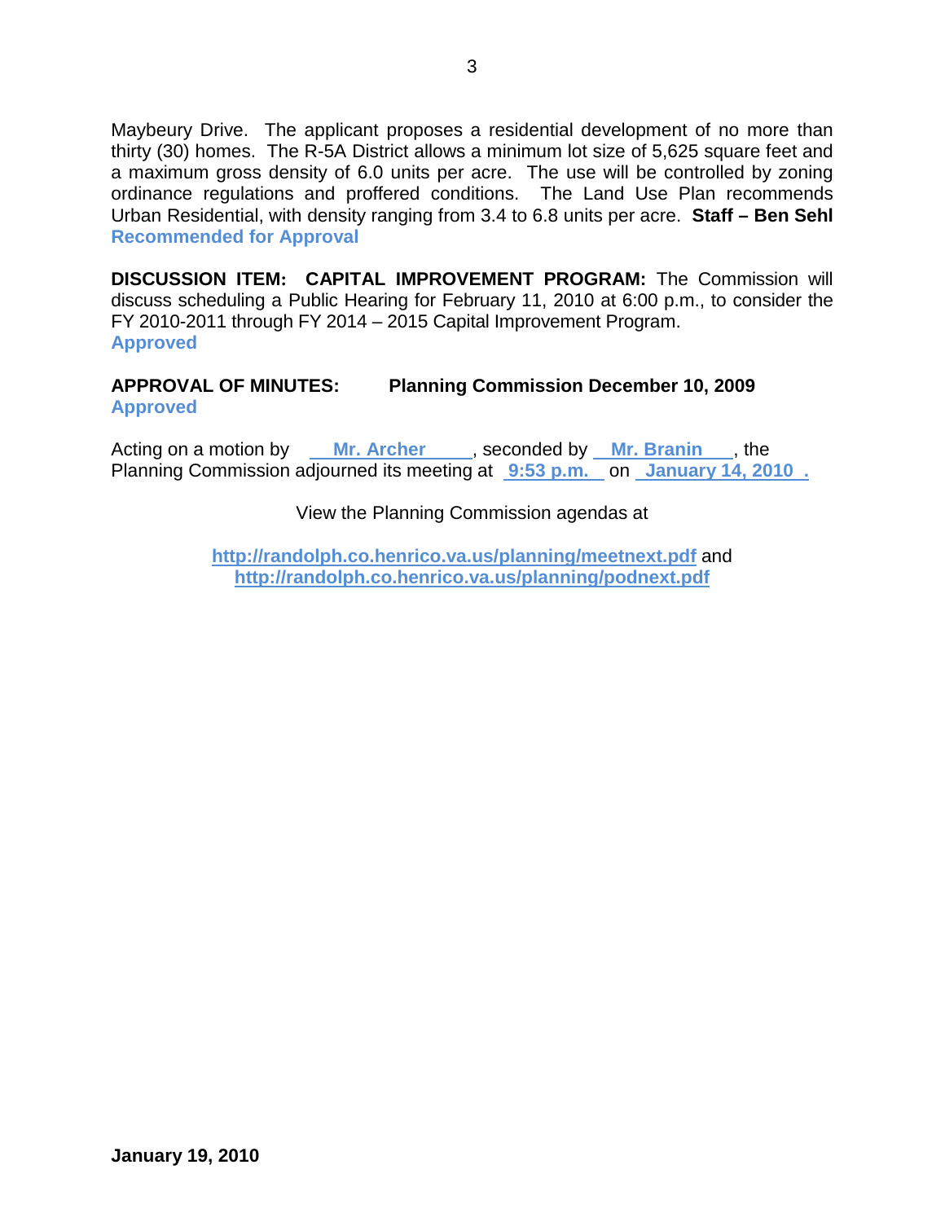Maybeury Drive. The applicant proposes a residential development of no more than thirty (30) homes. The R-5A District allows a minimum lot size of 5,625 square feet and a maximum gross density of 6.0 units per acre. The use will be controlled by zoning ordinance regulations and proffered conditions. The Land Use Plan recommends Urban Residential, with density ranging from 3.4 to 6.8 units per acre. **Staff – Ben Sehl**
**Recommended for Approval**

**DISCUSSION ITEM: CAPITAL IMPROVEMENT PROGRAM:** The Commission will discuss scheduling a Public Hearing for February 11, 2010 at 6:00 p.m., to consider the FY 2010-2011 through FY 2014 – 2015 Capital Improvement Program.
**Approved**

**APPROVAL OF MINUTES: Planning Commission December 10, 2009**
**Approved**

Acting on a motion by **Mr. Archer**, seconded by **Mr. Branin**, the Planning Commission adjourned its meeting at **9:53 p.m.** on **January 14, 2010**.

View the Planning Commission agendas at

**http://randolph.co.henrico.va.us/planning/meetnext.pdf** and
**http://randolph.co.henrico.va.us/planning/podnext.pdf**

**January 19, 2010**